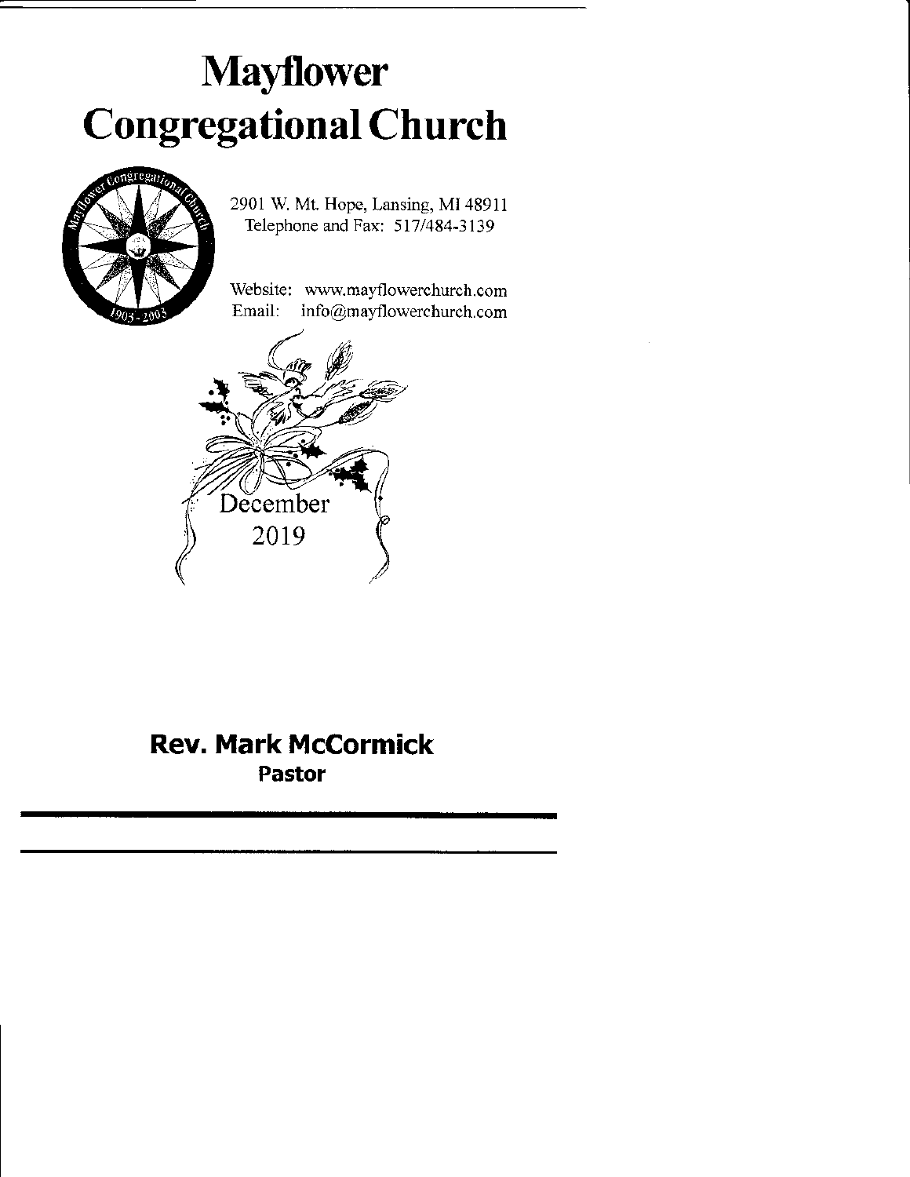# Mayflower Congregational Church

2901 W. Mt. Hope, Lansing, MI 48911
Telephone and Fax: 517/484-3139

Website: www.mayflowerchurch.com
Email: info@mayflowerchurch.com

December
2019

**Rev. Mark McCormick**
**Pastor**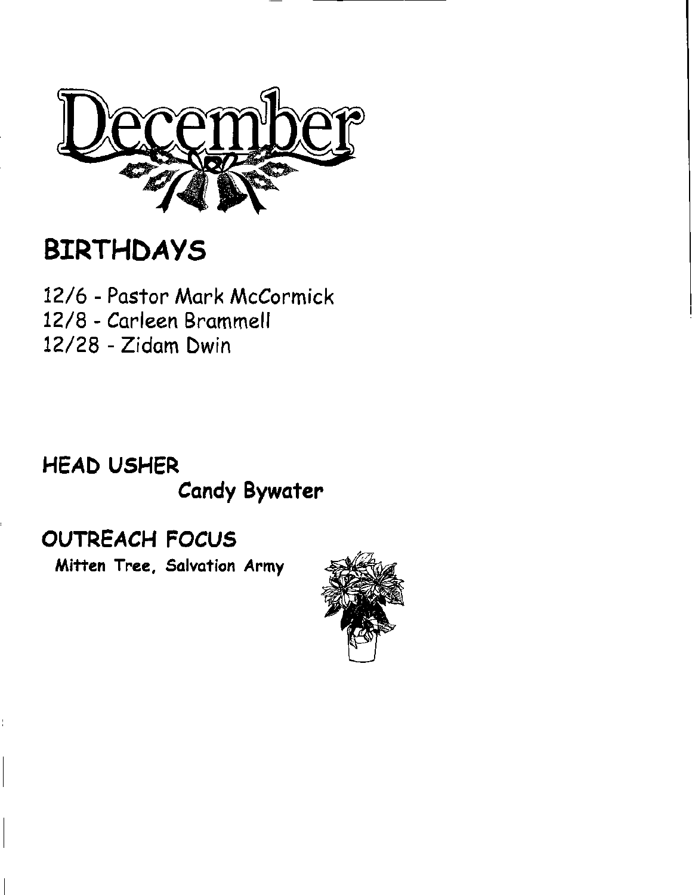# December

## BIRTHDAYS

12/6 - Pastor Mark McCormick
12/8 - Carleen Brammell
12/28 - Zidam Dwin

## HEAD USHER

Candy Bywater

## OUTREACH FOCUS

Mitten Tree, Salvation Army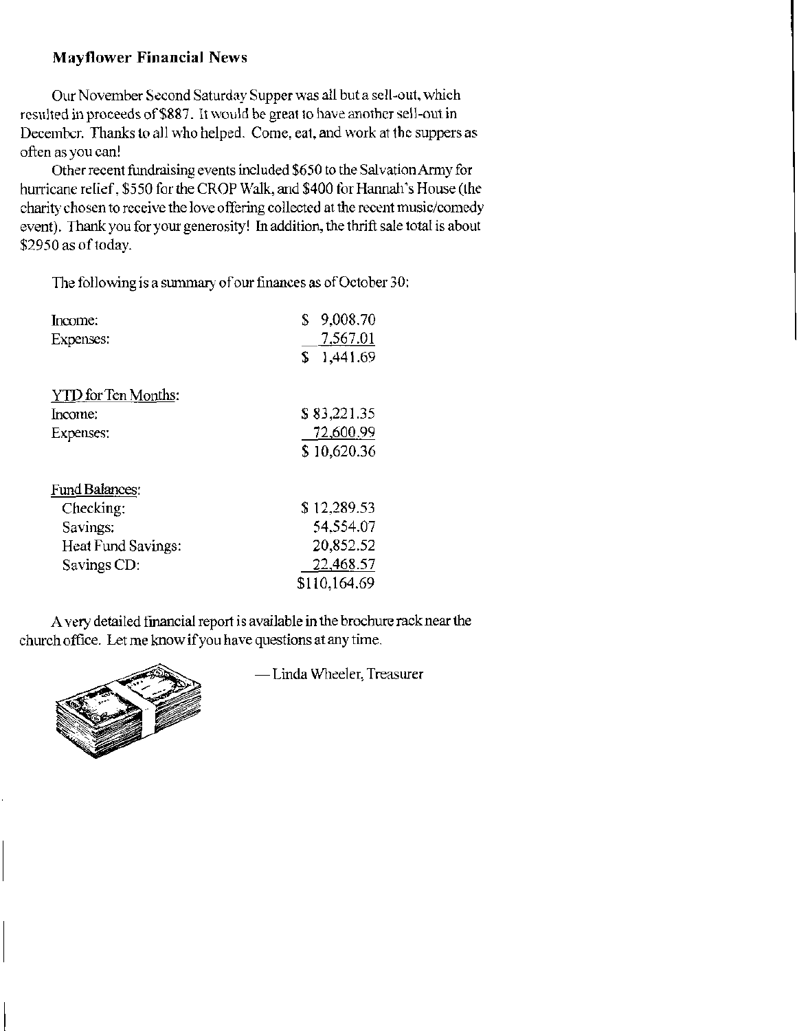### Mayflower Financial News

Our November Second Saturday Supper was all but a sell-out, which resulted in proceeds of $887. It would be great to have another sell-out in December. Thanks to all who helped. Come, eat, and work at the suppers as often as you can!

Other recent fundraising events included $650 to the Salvation Army for hurricane relief, $550 for the CROP Walk, and $400 for Hannah's House (the charity chosen to receive the love offering collected at the recent music/comedy event). Thank you for your generosity! In addition, the thrift sale total is about $2950 as of today.

The following is a summary of our finances as of October 30:

| | |
|---|---|
| Income: | $ 9,008.70 |
| Expenses: | 7,567.01 |
| | $ 1,441.69 |
| | |
| YTD for Ten Months: | |
| Income: | $ 83,221.35 |
| Expenses: | 72,600.99 |
| | $ 10,620.36 |
| | |
| Fund Balances: | |
| Checking: | $ 12,289.53 |
| Savings: | 54,554.07 |
| Heat Fund Savings: | 20,852.52 |
| Savings CD: | 22,468.57 |
| | $110,164.69 |

A very detailed financial report is available in the brochure rack near the church office. Let me know if you have questions at any time.

— Linda Wheeler, Treasurer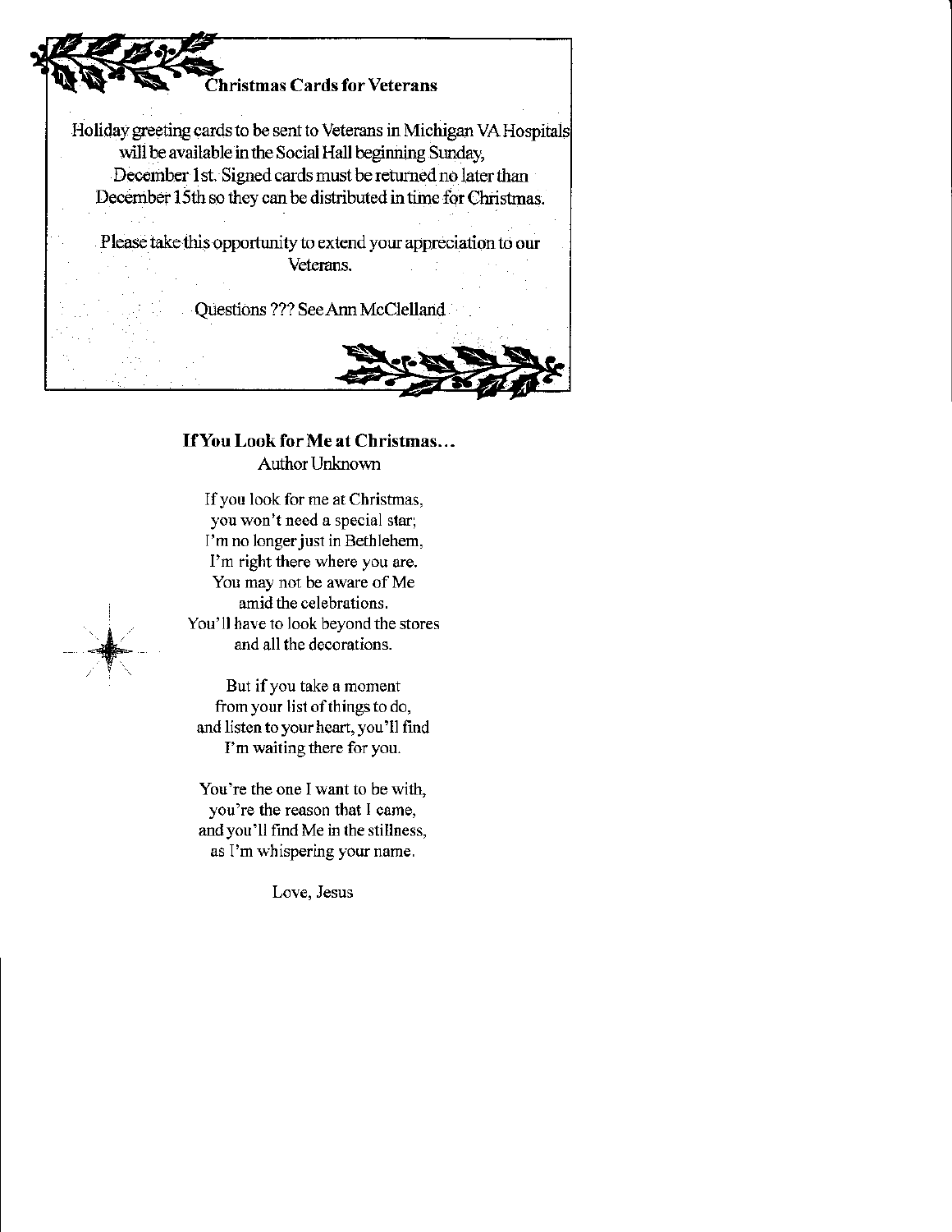## Christmas Cards for Veterans

Holiday greeting cards to be sent to Veterans in Michigan VA Hospitals will be available in the Social Hall beginning Sunday, December 1st. Signed cards must be returned no later than December 15th so they can be distributed in time for Christmas.

Please take this opportunity to extend your appreciation to our Veterans.

Questions ??? See Ann McClelland

## If You Look for Me at Christmas…

Author Unknown

If you look for me at Christmas,
you won't need a special star;
I'm no longer just in Bethlehem,
I'm right there where you are.
You may not be aware of Me
amid the celebrations.
You'll have to look beyond the stores
and all the decorations.

But if you take a moment
from your list of things to do,
and listen to your heart, you'll find
I'm waiting there for you.

You're the one I want to be with,
you're the reason that I came,
and you'll find Me in the stillness,
as I'm whispering your name.

Love, Jesus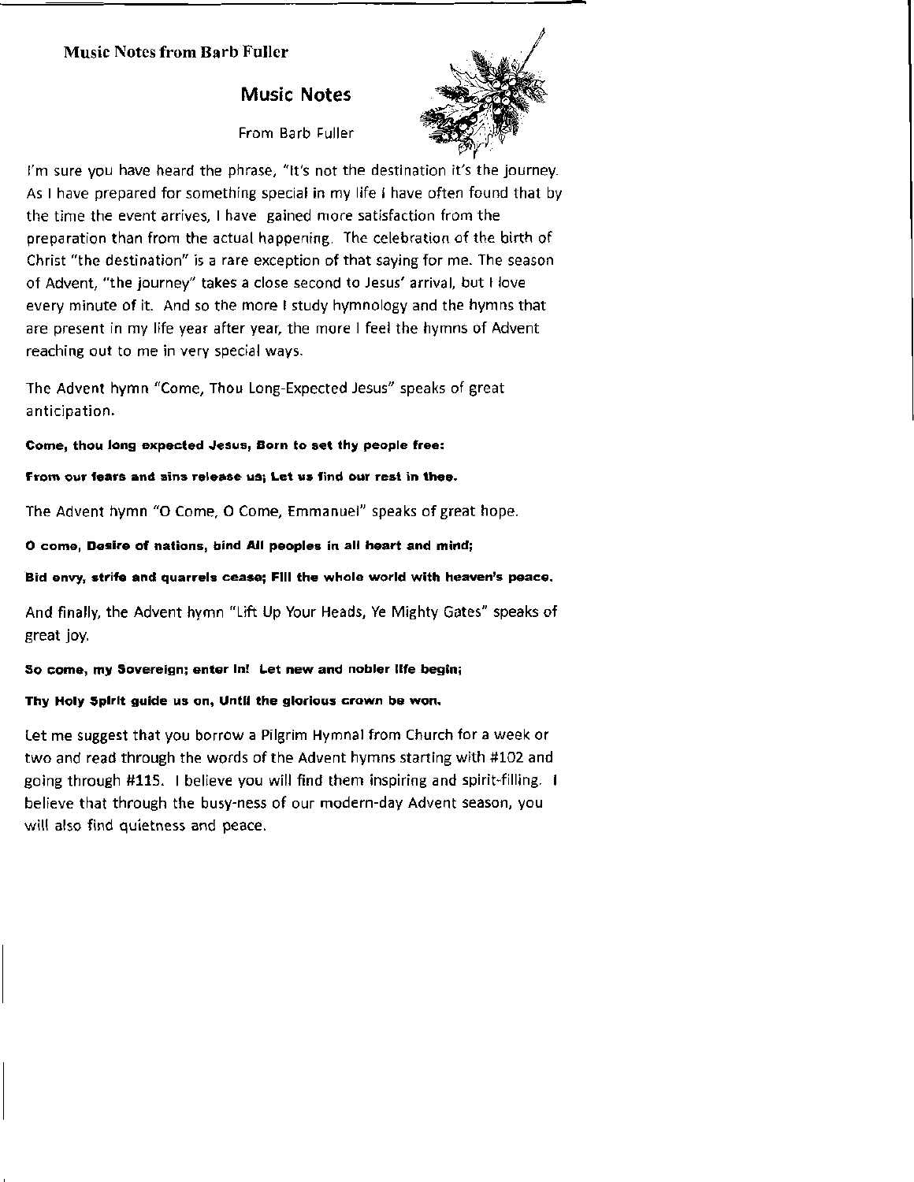**Music Notes from Barb Fuller**

## Music Notes

From Barb Fuller

I'm sure you have heard the phrase, "It's not the destination it's the journey. As I have prepared for something special in my life I have often found that by the time the event arrives, I have gained more satisfaction from the preparation than from the actual happening. The celebration of the birth of Christ "the destination" is a rare exception of that saying for me. The season of Advent, "the journey" takes a close second to Jesus' arrival, but I love every minute of it. And so the more I study hymnology and the hymns that are present in my life year after year, the more I feel the hymns of Advent reaching out to me in very special ways.

The Advent hymn "Come, Thou Long-Expected Jesus" speaks of great anticipation.

**Come, thou long expected Jesus, Born to set thy people free:**

**From our fears and sins release us; Let us find our rest in thee.**

The Advent hymn "O Come, O Come, Emmanuel" speaks of great hope.

**O come, Desire of nations, bind All peoples in all heart and mind;**

**Bid envy, strife and quarrels cease; Fill the whole world with heaven's peace.**

And finally, the Advent hymn "Lift Up Your Heads, Ye Mighty Gates" speaks of great joy.

**So come, my Sovereign; enter in! Let new and nobler life begin;**

**Thy Holy Spirit guide us on, Until the glorious crown be won.**

Let me suggest that you borrow a Pilgrim Hymnal from Church for a week or two and read through the words of the Advent hymns starting with #102 and going through #115. I believe you will find them inspiring and spirit-filling. I believe that through the busy-ness of our modern-day Advent season, you will also find quietness and peace.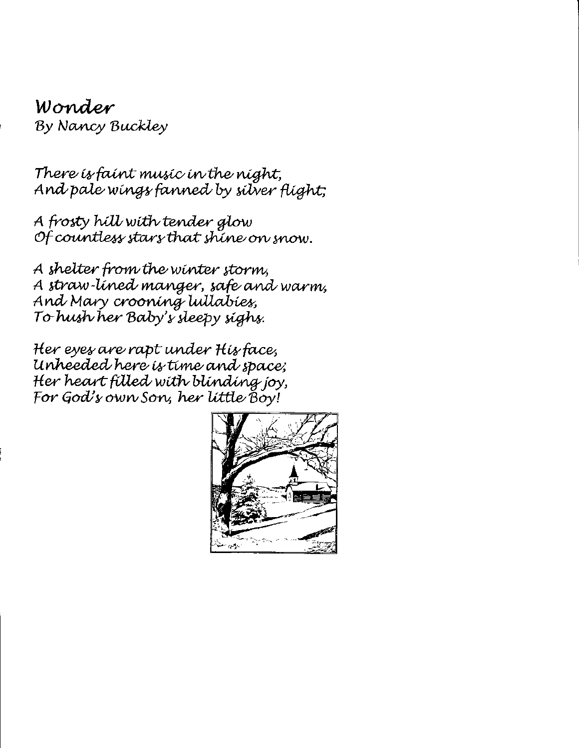## Wonder

By Nancy Buckley

*There is faint music in the night,*
*And pale wings fanned by silver flight;*

*A frosty hill with tender glow*
*Of countless stars that shine on snow.*

*A shelter from the winter storm,*
*A straw-lined manger, safe and warm,*
*And Mary crooning lullabies,*
*To hush her Baby's sleepy sighs.*

*Her eyes are rapt under His face,*
*Unheeded here is time and space;*
*Her heart filled with blinding joy,*
*For God's own Son, her little Boy!*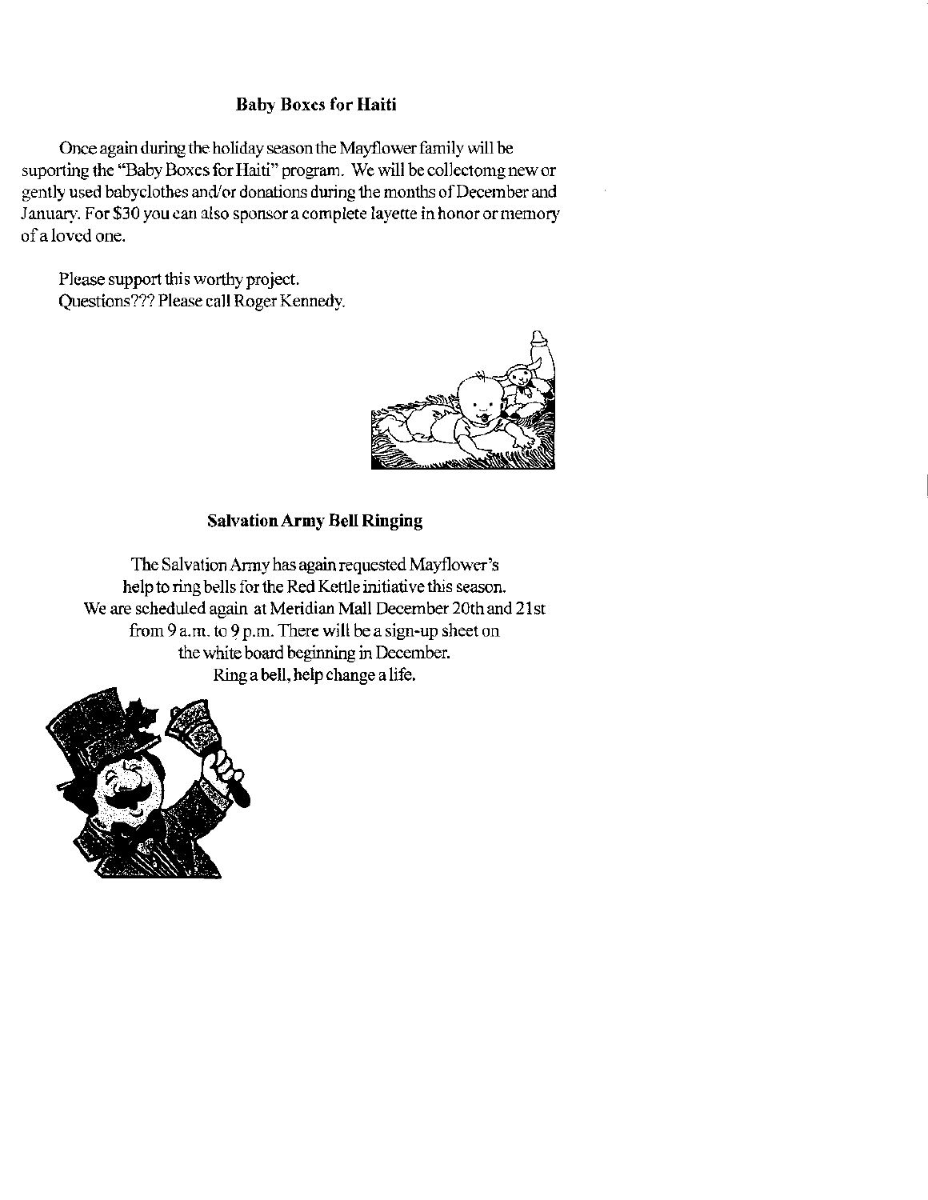### Baby Boxes for Haiti

Once again during the holiday season the Mayflower family will be suporting the "Baby Boxes for Haiti" program. We will be collectomg new or gently used babyclothes and/or donations during the months of December and January. For $30 you can also sponsor a complete layette in honor or memory of a loved one.

Please support this worthy project.
Questions??? Please call Roger Kennedy.

### Salvation Army Bell Ringing

The Salvation Army has again requested Mayflower's help to ring bells for the Red Kettle initiative this season. We are scheduled again at Meridian Mall December 20th and 21st from 9 a.m. to 9 p.m. There will be a sign-up sheet on the white board beginning in December.
Ring a bell, help change a life.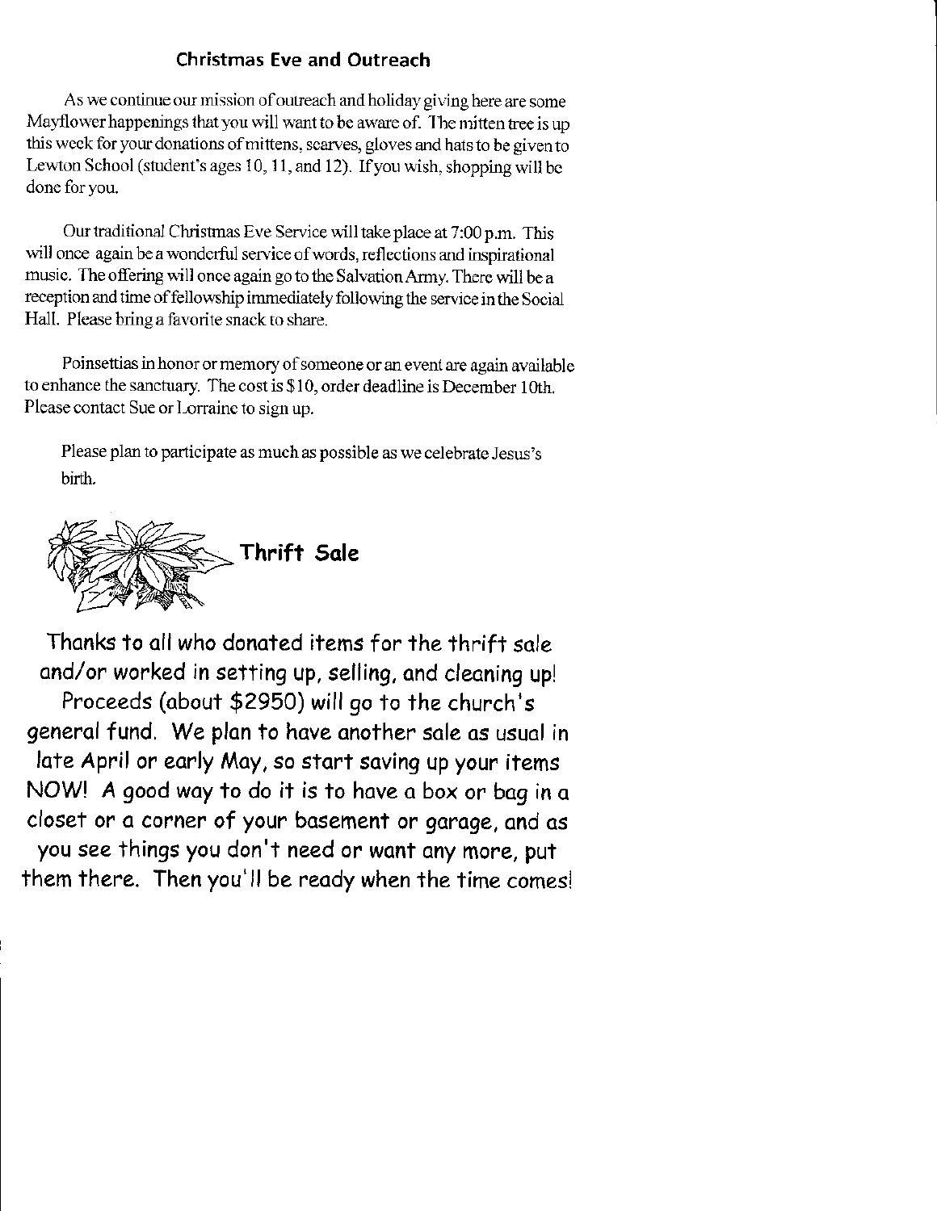## Christmas Eve and Outreach

As we continue our mission of outreach and holiday giving here are some Mayflower happenings that you will want to be aware of. The mitten tree is up this week for your donations of mittens, scarves, gloves and hats to be given to Lewton School (student's ages 10, 11, and 12). If you wish, shopping will be done for you.

Our traditional Christmas Eve Service will take place at 7:00 p.m. This will once again be a wonderful service of words, reflections and inspirational music. The offering will once again go to the Salvation Army. There will be a reception and time of fellowship immediately following the service in the Social Hall. Please bring a favorite snack to share.

Poinsettias in honor or memory of someone or an event are again available to enhance the sanctuary. The cost is $10, order deadline is December 10th. Please contact Sue or Lorraine to sign up.

Please plan to participate as much as possible as we celebrate Jesus's birth.

## Thrift Sale

Thanks to all who donated items for the thrift sale and/or worked in setting up, selling, and cleaning up! Proceeds (about $2950) will go to the church's general fund. We plan to have another sale as usual in late April or early May, so start saving up your items NOW! A good way to do it is to have a box or bag in a closet or a corner of your basement or garage, and as you see things you don't need or want any more, put them there. Then you'll be ready when the time comes!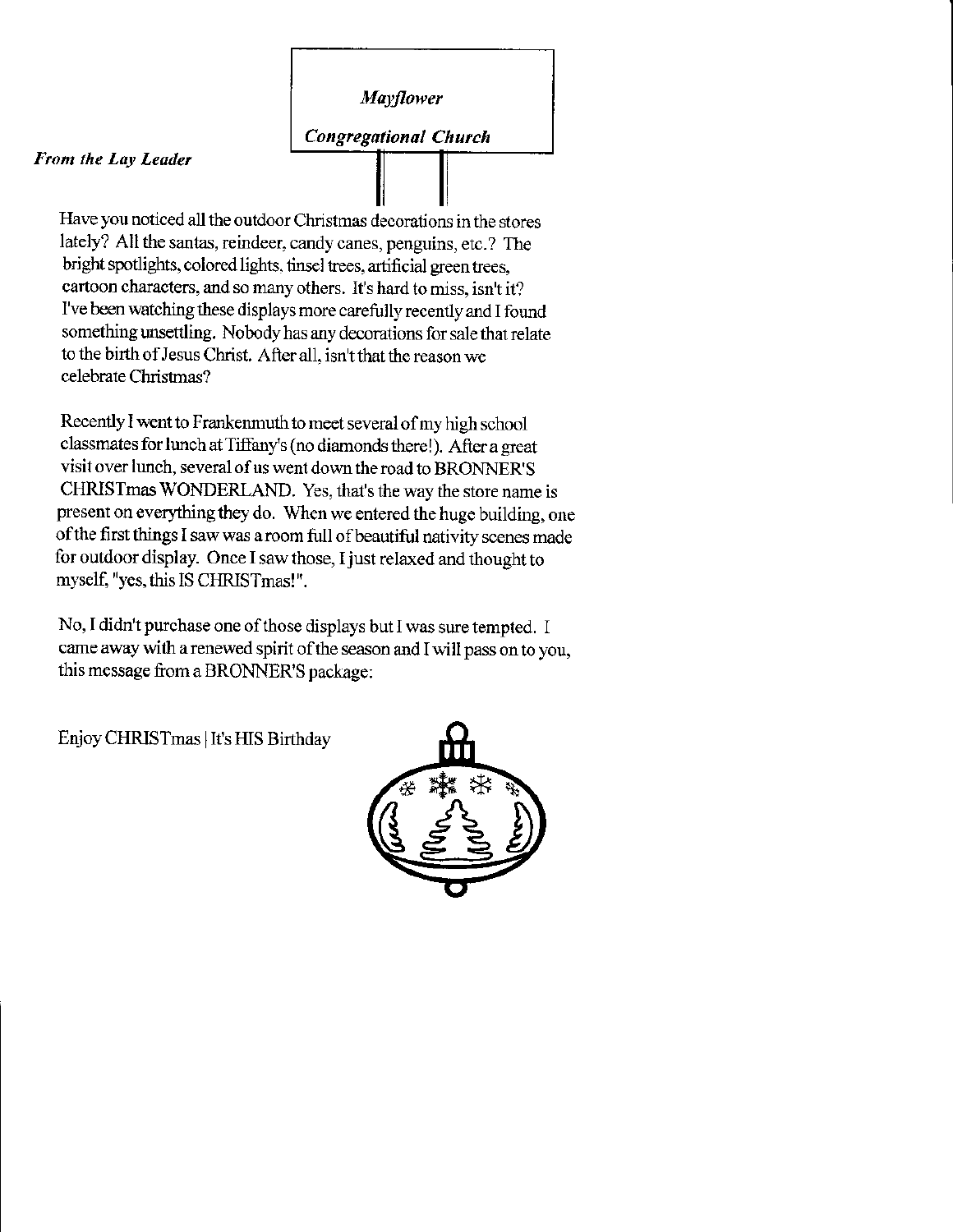*Mayflower*

*Congregational Church*

***From the Lay Leader***

Have you noticed all the outdoor Christmas decorations in the stores lately? All the santas, reindeer, candy canes, penguins, etc.? The bright spotlights, colored lights, tinsel trees, artificial green trees, cartoon characters, and so many others. It's hard to miss, isn't it? I've been watching these displays more carefully recently and I found something unsettling. Nobody has any decorations for sale that relate to the birth of Jesus Christ. After all, isn't that the reason we celebrate Christmas?

Recently I went to Frankenmuth to meet several of my high school classmates for lunch at Tiffany's (no diamonds there!). After a great visit over lunch, several of us went down the road to BRONNER'S CHRISTmas WONDERLAND. Yes, that's the way the store name is present on everything they do. When we entered the huge building, one of the first things I saw was a room full of beautiful nativity scenes made for outdoor display. Once I saw those, I just relaxed and thought to myself, "yes, this IS CHRISTmas!".

No, I didn't purchase one of those displays but I was sure tempted. I came away with a renewed spirit of the season and I will pass on to you, this message from a BRONNER'S package:

Enjoy CHRISTmas | It's HIS Birthday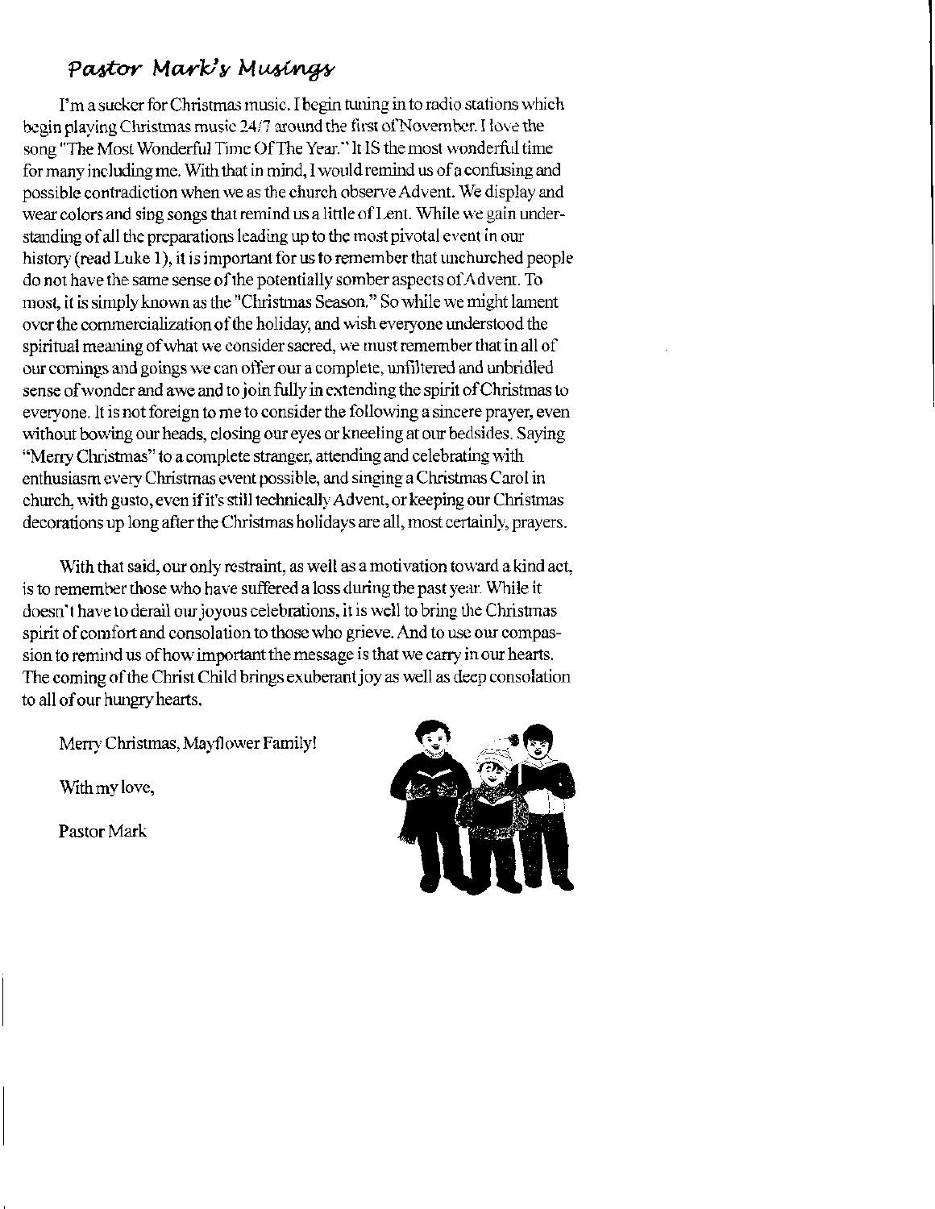## *Pastor Mark's Musings*

I'm a sucker for Christmas music. I begin tuning in to radio stations which begin playing Christmas music 24/7 around the first of November. I love the song "The Most Wonderful Time Of The Year." It IS the most wonderful time for many including me. With that in mind, I would remind us of a confusing and possible contradiction when we as the church observe Advent. We display and wear colors and sing songs that remind us a little of Lent. While we gain understanding of all the preparations leading up to the most pivotal event in our history (read Luke 1), it is important for us to remember that unchurched people do not have the same sense of the potentially somber aspects of Advent. To most, it is simply known as the "Christmas Season." So while we might lament over the commercialization of the holiday, and wish everyone understood the spiritual meaning of what we consider sacred, we must remember that in all of our comings and goings we can offer our a complete, unfiltered and unbridled sense of wonder and awe and to join fully in extending the spirit of Christmas to everyone. It is not foreign to me to consider the following a sincere prayer, even without bowing our heads, closing our eyes or kneeling at our bedsides. Saying "Merry Christmas" to a complete stranger, attending and celebrating with enthusiasm every Christmas event possible, and singing a Christmas Carol in church, with gusto, even if it's still technically Advent, or keeping our Christmas decorations up long after the Christmas holidays are all, most certainly, prayers.

With that said, our only restraint, as well as a motivation toward a kind act, is to remember those who have suffered a loss during the past year. While it doesn't have to derail our joyous celebrations, it is well to bring the Christmas spirit of comfort and consolation to those who grieve. And to use our compassion to remind us of how important the message is that we carry in our hearts. The coming of the Christ Child brings exuberant joy as well as deep consolation to all of our hungry hearts.

Merry Christmas, Mayflower Family!

With my love,

Pastor Mark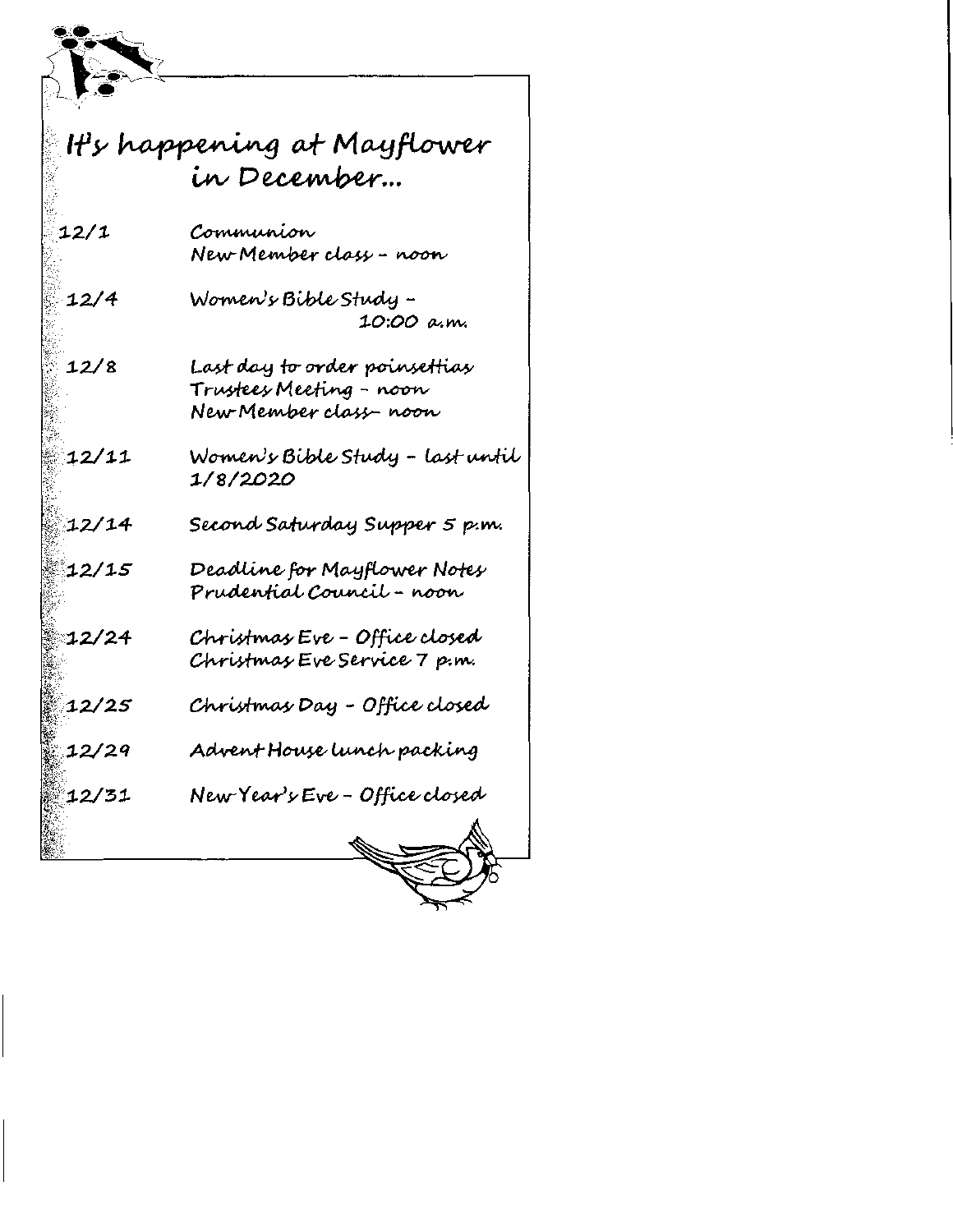# It's happening at Mayflower in December...

| | |
|---|---|
| 12/1 | Communion<br>New Member class - noon |
| 12/4 | Women's Bible Study - 10:00 a.m. |
| 12/8 | Last day to order poinsettias<br>Trustees Meeting - noon<br>New Member class- noon |
| 12/11 | Women's Bible Study - last until 1/8/2020 |
| 12/14 | Second Saturday Supper 5 p.m. |
| 12/15 | Deadline for Mayflower Notes<br>Prudential Council - noon |
| 12/24 | Christmas Eve - Office closed<br>Christmas Eve Service 7 p.m. |
| 12/25 | Christmas Day - Office closed |
| 12/29 | Advent House lunch packing |
| 12/31 | New Year's Eve - Office closed |